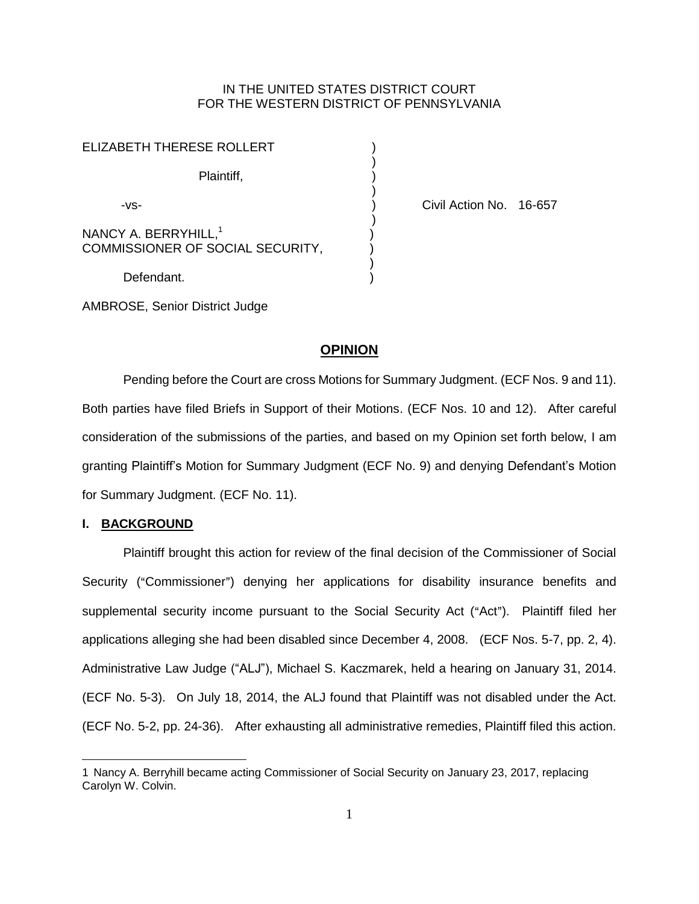IN THE UNITED STATES DISTRICT COURT
FOR THE WESTERN DISTRICT OF PENNSYLVANIA

ELIZABETH THERESE ROLLERT )
)
Plaintiff, )
)
-vs- ) Civil Action No. 16-657
)
NANCY A. BERRYHILL,[1] )
COMMISSIONER OF SOCIAL SECURITY, )
)
Defendant. )

AMBROSE, Senior District Judge

## **OPINION**

Pending before the Court are cross Motions for Summary Judgment. (ECF Nos. 9 and 11). Both parties have filed Briefs in Support of their Motions. (ECF Nos. 10 and 12). After careful consideration of the submissions of the parties, and based on my Opinion set forth below, I am granting Plaintiff's Motion for Summary Judgment (ECF No. 9) and denying Defendant's Motion for Summary Judgment. (ECF No. 11).

### **I. BACKGROUND**

Plaintiff brought this action for review of the final decision of the Commissioner of Social Security ("Commissioner") denying her applications for disability insurance benefits and supplemental security income pursuant to the Social Security Act ("Act"). Plaintiff filed her applications alleging she had been disabled since December 4, 2008. (ECF Nos. 5-7, pp. 2, 4). Administrative Law Judge ("ALJ"), Michael S. Kaczmarek, held a hearing on January 31, 2014. (ECF No. 5-3). On July 18, 2014, the ALJ found that Plaintiff was not disabled under the Act. (ECF No. 5-2, pp. 24-36). After exhausting all administrative remedies, Plaintiff filed this action.

---

1 Nancy A. Berryhill became acting Commissioner of Social Security on January 23, 2017, replacing Carolyn W. Colvin.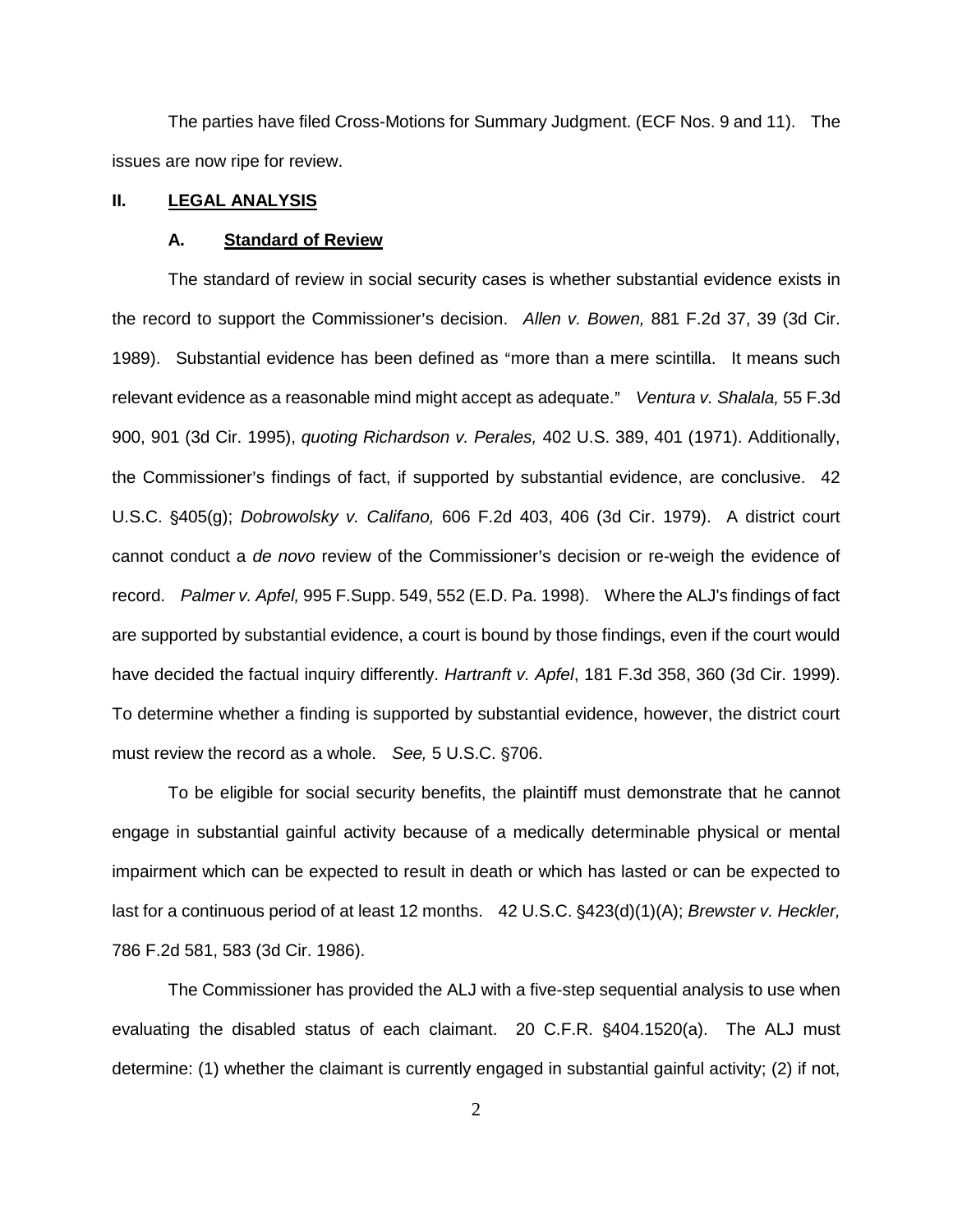The parties have filed Cross-Motions for Summary Judgment. (ECF Nos. 9 and 11). The issues are now ripe for review.

## II. LEGAL ANALYSIS

### A. Standard of Review

The standard of review in social security cases is whether substantial evidence exists in the record to support the Commissioner's decision. *Allen v. Bowen,* 881 F.2d 37, 39 (3d Cir. 1989). Substantial evidence has been defined as "more than a mere scintilla. It means such relevant evidence as a reasonable mind might accept as adequate." *Ventura v. Shalala,* 55 F.3d 900, 901 (3d Cir. 1995), *quoting Richardson v. Perales,* 402 U.S. 389, 401 (1971). Additionally, the Commissioner's findings of fact, if supported by substantial evidence, are conclusive. 42 U.S.C. §405(g); *Dobrowolsky v. Califano,* 606 F.2d 403, 406 (3d Cir. 1979). A district court cannot conduct a *de novo* review of the Commissioner's decision or re-weigh the evidence of record. *Palmer v. Apfel,* 995 F.Supp. 549, 552 (E.D. Pa. 1998). Where the ALJ's findings of fact are supported by substantial evidence, a court is bound by those findings, even if the court would have decided the factual inquiry differently. *Hartranft v. Apfel*, 181 F.3d 358, 360 (3d Cir. 1999). To determine whether a finding is supported by substantial evidence, however, the district court must review the record as a whole. *See,* 5 U.S.C. §706.

To be eligible for social security benefits, the plaintiff must demonstrate that he cannot engage in substantial gainful activity because of a medically determinable physical or mental impairment which can be expected to result in death or which has lasted or can be expected to last for a continuous period of at least 12 months. 42 U.S.C. §423(d)(1)(A); *Brewster v. Heckler,* 786 F.2d 581, 583 (3d Cir. 1986).

The Commissioner has provided the ALJ with a five-step sequential analysis to use when evaluating the disabled status of each claimant. 20 C.F.R. §404.1520(a). The ALJ must determine: (1) whether the claimant is currently engaged in substantial gainful activity; (2) if not,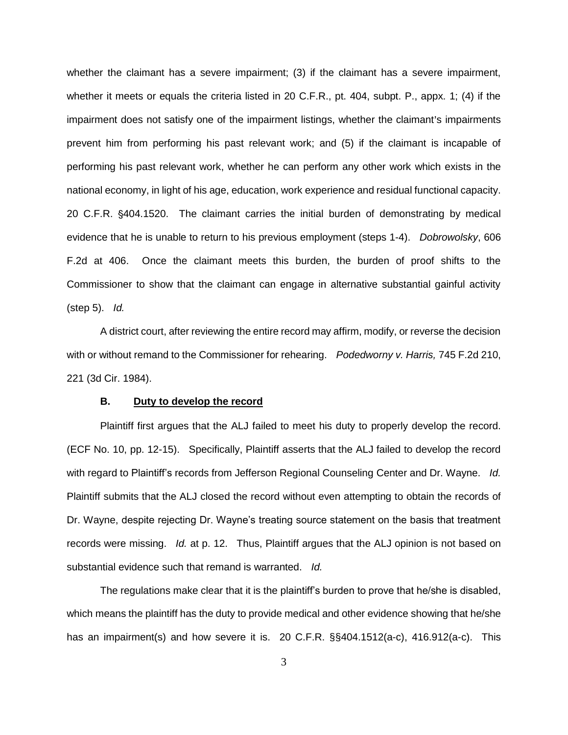whether the claimant has a severe impairment; (3) if the claimant has a severe impairment, whether it meets or equals the criteria listed in 20 C.F.R., pt. 404, subpt. P., appx. 1; (4) if the impairment does not satisfy one of the impairment listings, whether the claimant's impairments prevent him from performing his past relevant work; and (5) if the claimant is incapable of performing his past relevant work, whether he can perform any other work which exists in the national economy, in light of his age, education, work experience and residual functional capacity. 20 C.F.R. §404.1520. The claimant carries the initial burden of demonstrating by medical evidence that he is unable to return to his previous employment (steps 1-4). *Dobrowolsky*, 606 F.2d at 406. Once the claimant meets this burden, the burden of proof shifts to the Commissioner to show that the claimant can engage in alternative substantial gainful activity (step 5). *Id.*

A district court, after reviewing the entire record may affirm, modify, or reverse the decision with or without remand to the Commissioner for rehearing. *Podedworny v. Harris,* 745 F.2d 210, 221 (3d Cir. 1984).

### B. Duty to develop the record

Plaintiff first argues that the ALJ failed to meet his duty to properly develop the record. (ECF No. 10, pp. 12-15). Specifically, Plaintiff asserts that the ALJ failed to develop the record with regard to Plaintiff's records from Jefferson Regional Counseling Center and Dr. Wayne. *Id.* Plaintiff submits that the ALJ closed the record without even attempting to obtain the records of Dr. Wayne, despite rejecting Dr. Wayne's treating source statement on the basis that treatment records were missing. *Id.* at p. 12. Thus, Plaintiff argues that the ALJ opinion is not based on substantial evidence such that remand is warranted. *Id.*

The regulations make clear that it is the plaintiff's burden to prove that he/she is disabled, which means the plaintiff has the duty to provide medical and other evidence showing that he/she has an impairment(s) and how severe it is. 20 C.F.R. §§404.1512(a-c), 416.912(a-c). This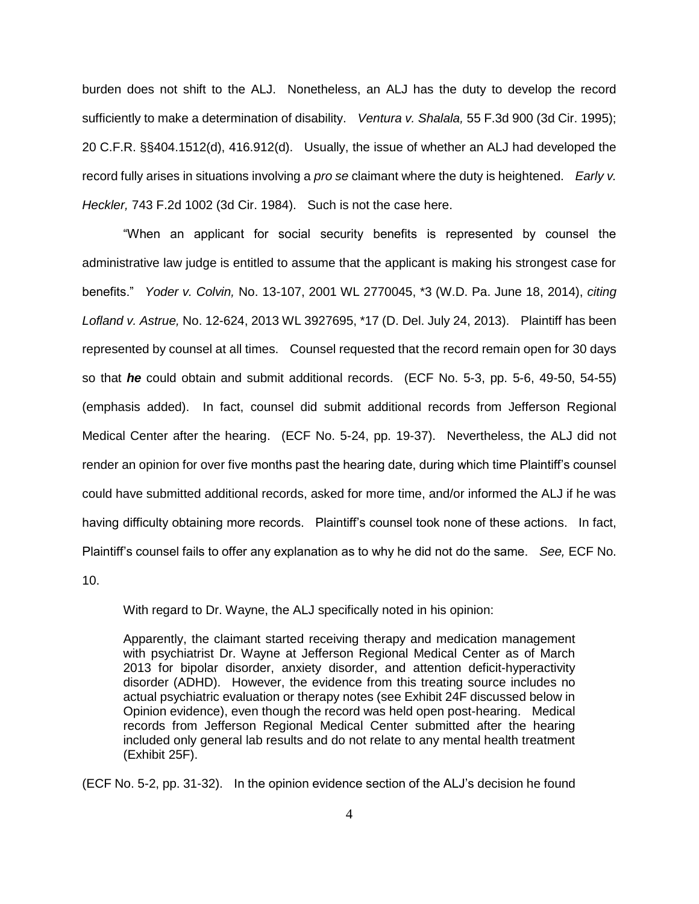burden does not shift to the ALJ. Nonetheless, an ALJ has the duty to develop the record sufficiently to make a determination of disability. *Ventura v. Shalala,* 55 F.3d 900 (3d Cir. 1995); 20 C.F.R. §§404.1512(d), 416.912(d). Usually, the issue of whether an ALJ had developed the record fully arises in situations involving a *pro se* claimant where the duty is heightened. *Early v. Heckler,* 743 F.2d 1002 (3d Cir. 1984). Such is not the case here.

"When an applicant for social security benefits is represented by counsel the administrative law judge is entitled to assume that the applicant is making his strongest case for benefits." *Yoder v. Colvin,* No. 13-107, 2001 WL 2770045, *3 (W.D. Pa. June 18, 2014), *citing Lofland v. Astrue,* No. 12-624, 2013 WL 3927695, *17 (D. Del. July 24, 2013). Plaintiff has been represented by counsel at all times. Counsel requested that the record remain open for 30 days so that ***he*** could obtain and submit additional records. (ECF No. 5-3, pp. 5-6, 49-50, 54-55) (emphasis added). In fact, counsel did submit additional records from Jefferson Regional Medical Center after the hearing. (ECF No. 5-24, pp. 19-37). Nevertheless, the ALJ did not render an opinion for over five months past the hearing date, during which time Plaintiff's counsel could have submitted additional records, asked for more time, and/or informed the ALJ if he was having difficulty obtaining more records. Plaintiff's counsel took none of these actions. In fact, Plaintiff's counsel fails to offer any explanation as to why he did not do the same. *See,* ECF No. 10.

With regard to Dr. Wayne, the ALJ specifically noted in his opinion:

> Apparently, the claimant started receiving therapy and medication management with psychiatrist Dr. Wayne at Jefferson Regional Medical Center as of March 2013 for bipolar disorder, anxiety disorder, and attention deficit-hyperactivity disorder (ADHD). However, the evidence from this treating source includes no actual psychiatric evaluation or therapy notes (see Exhibit 24F discussed below in Opinion evidence), even though the record was held open post-hearing. Medical records from Jefferson Regional Medical Center submitted after the hearing included only general lab results and do not relate to any mental health treatment (Exhibit 25F).

(ECF No. 5-2, pp. 31-32). In the opinion evidence section of the ALJ's decision he found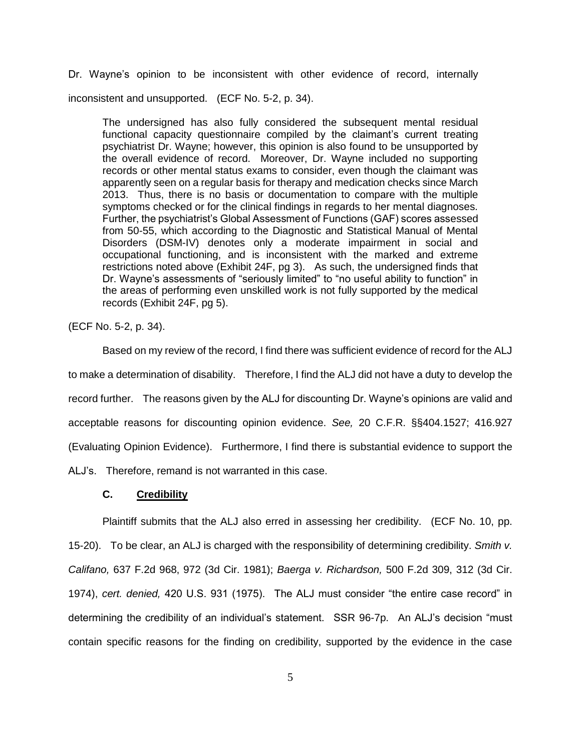Dr. Wayne's opinion to be inconsistent with other evidence of record, internally inconsistent and unsupported. (ECF No. 5-2, p. 34).

> The undersigned has also fully considered the subsequent mental residual functional capacity questionnaire compiled by the claimant's current treating psychiatrist Dr. Wayne; however, this opinion is also found to be unsupported by the overall evidence of record. Moreover, Dr. Wayne included no supporting records or other mental status exams to consider, even though the claimant was apparently seen on a regular basis for therapy and medication checks since March 2013. Thus, there is no basis or documentation to compare with the multiple symptoms checked or for the clinical findings in regards to her mental diagnoses. Further, the psychiatrist's Global Assessment of Functions (GAF) scores assessed from 50-55, which according to the Diagnostic and Statistical Manual of Mental Disorders (DSM-IV) denotes only a moderate impairment in social and occupational functioning, and is inconsistent with the marked and extreme restrictions noted above (Exhibit 24F, pg 3). As such, the undersigned finds that Dr. Wayne's assessments of "seriously limited" to "no useful ability to function" in the areas of performing even unskilled work is not fully supported by the medical records (Exhibit 24F, pg 5).

(ECF No. 5-2, p. 34).

Based on my review of the record, I find there was sufficient evidence of record for the ALJ to make a determination of disability. Therefore, I find the ALJ did not have a duty to develop the record further. The reasons given by the ALJ for discounting Dr. Wayne's opinions are valid and acceptable reasons for discounting opinion evidence. *See,* 20 C.F.R. §§404.1527; 416.927 (Evaluating Opinion Evidence). Furthermore, I find there is substantial evidence to support the ALJ's. Therefore, remand is not warranted in this case.

### C. <u>Credibility</u>

Plaintiff submits that the ALJ also erred in assessing her credibility. (ECF No. 10, pp. 15-20). To be clear, an ALJ is charged with the responsibility of determining credibility. *Smith v. Califano,* 637 F.2d 968, 972 (3d Cir. 1981); *Baerga v. Richardson,* 500 F.2d 309, 312 (3d Cir. 1974), *cert. denied,* 420 U.S. 931 (1975). The ALJ must consider "the entire case record" in determining the credibility of an individual's statement. SSR 96-7p. An ALJ's decision "must contain specific reasons for the finding on credibility, supported by the evidence in the case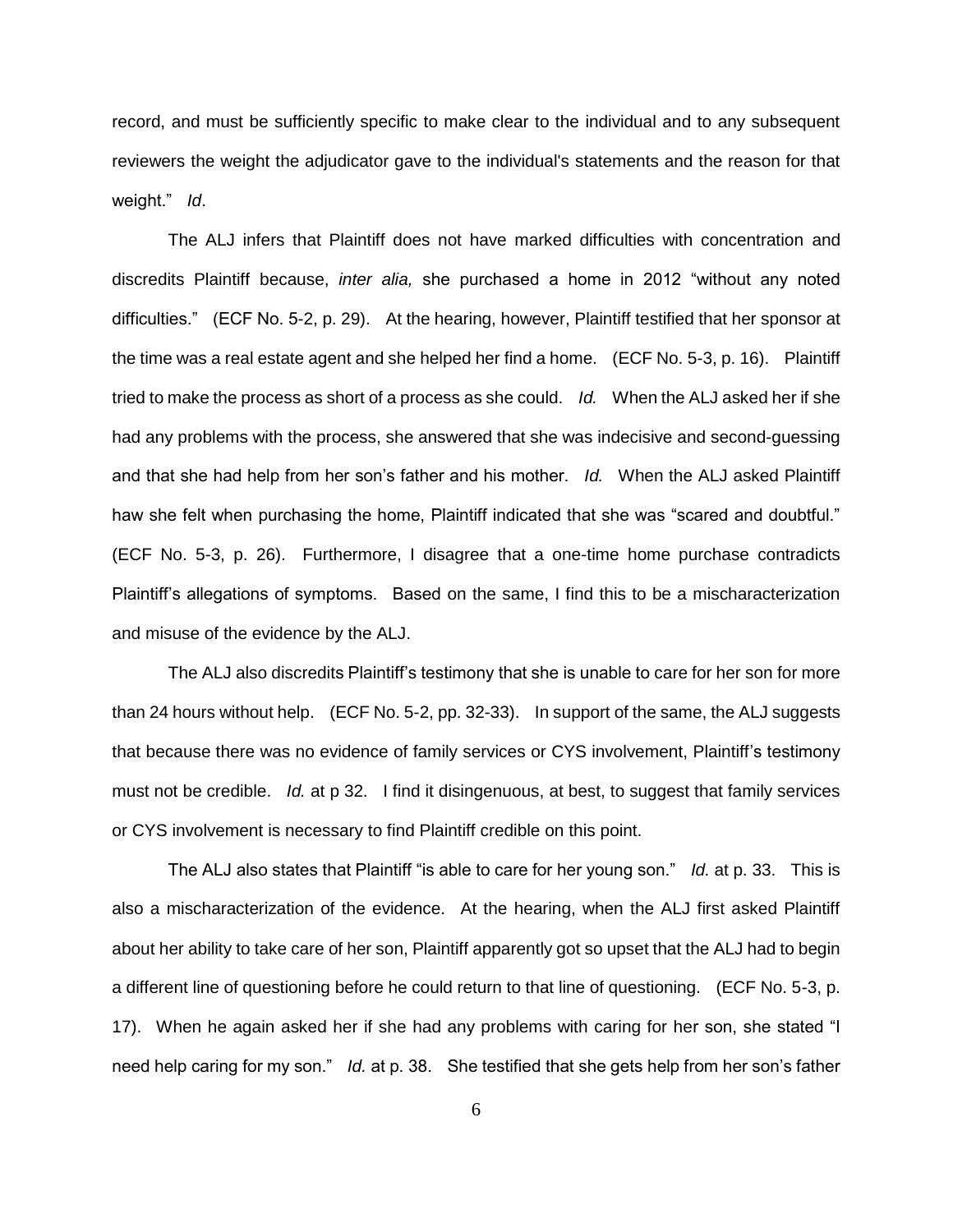record, and must be sufficiently specific to make clear to the individual and to any subsequent reviewers the weight the adjudicator gave to the individual's statements and the reason for that weight." *Id*.

The ALJ infers that Plaintiff does not have marked difficulties with concentration and discredits Plaintiff because, *inter alia,* she purchased a home in 2012 "without any noted difficulties." (ECF No. 5-2, p. 29). At the hearing, however, Plaintiff testified that her sponsor at the time was a real estate agent and she helped her find a home. (ECF No. 5-3, p. 16). Plaintiff tried to make the process as short of a process as she could. *Id.* When the ALJ asked her if she had any problems with the process, she answered that she was indecisive and second-guessing and that she had help from her son's father and his mother. *Id.* When the ALJ asked Plaintiff haw she felt when purchasing the home, Plaintiff indicated that she was "scared and doubtful." (ECF No. 5-3, p. 26). Furthermore, I disagree that a one-time home purchase contradicts Plaintiff's allegations of symptoms. Based on the same, I find this to be a mischaracterization and misuse of the evidence by the ALJ.

The ALJ also discredits Plaintiff's testimony that she is unable to care for her son for more than 24 hours without help. (ECF No. 5-2, pp. 32-33). In support of the same, the ALJ suggests that because there was no evidence of family services or CYS involvement, Plaintiff's testimony must not be credible. *Id.* at p 32. I find it disingenuous, at best, to suggest that family services or CYS involvement is necessary to find Plaintiff credible on this point.

The ALJ also states that Plaintiff "is able to care for her young son." *Id.* at p. 33. This is also a mischaracterization of the evidence. At the hearing, when the ALJ first asked Plaintiff about her ability to take care of her son, Plaintiff apparently got so upset that the ALJ had to begin a different line of questioning before he could return to that line of questioning. (ECF No. 5-3, p. 17). When he again asked her if she had any problems with caring for her son, she stated "I need help caring for my son." *Id.* at p. 38. She testified that she gets help from her son's father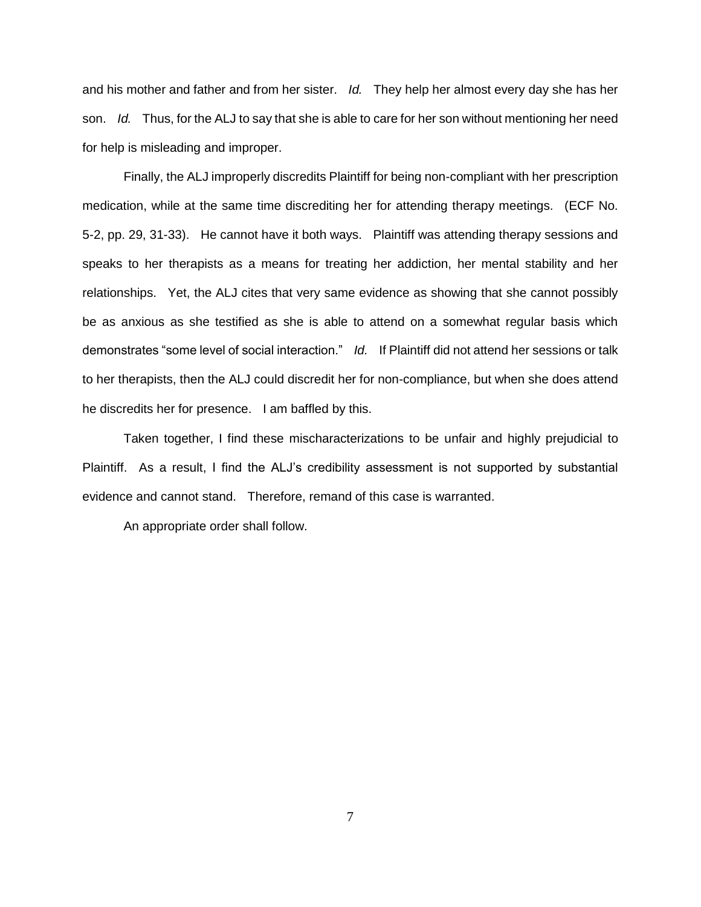and his mother and father and from her sister. *Id.* They help her almost every day she has her son. *Id.* Thus, for the ALJ to say that she is able to care for her son without mentioning her need for help is misleading and improper.

Finally, the ALJ improperly discredits Plaintiff for being non-compliant with her prescription medication, while at the same time discrediting her for attending therapy meetings. (ECF No. 5-2, pp. 29, 31-33). He cannot have it both ways. Plaintiff was attending therapy sessions and speaks to her therapists as a means for treating her addiction, her mental stability and her relationships. Yet, the ALJ cites that very same evidence as showing that she cannot possibly be as anxious as she testified as she is able to attend on a somewhat regular basis which demonstrates "some level of social interaction." *Id.* If Plaintiff did not attend her sessions or talk to her therapists, then the ALJ could discredit her for non-compliance, but when she does attend he discredits her for presence. I am baffled by this.

Taken together, I find these mischaracterizations to be unfair and highly prejudicial to Plaintiff. As a result, I find the ALJ's credibility assessment is not supported by substantial evidence and cannot stand. Therefore, remand of this case is warranted.

An appropriate order shall follow.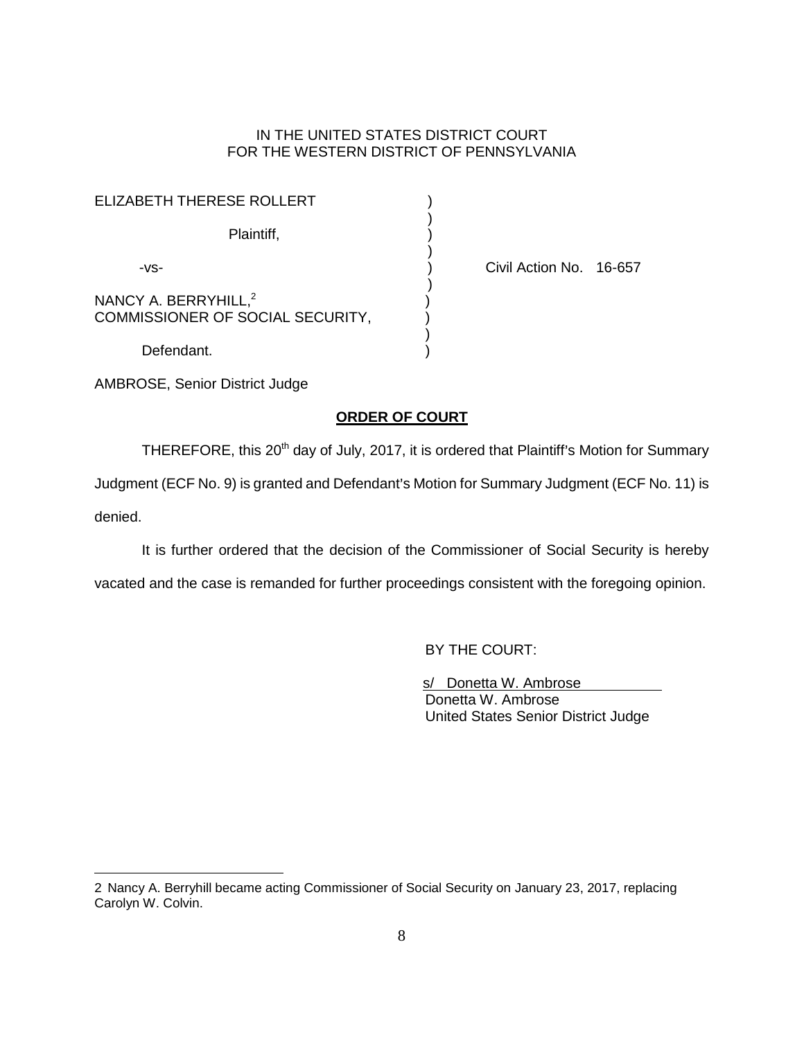IN THE UNITED STATES DISTRICT COURT
FOR THE WESTERN DISTRICT OF PENNSYLVANIA

ELIZABETH THERESE ROLLERT )
)
Plaintiff, )
)
-vs- ) Civil Action No. 16-657
)
NANCY A. BERRYHILL,[2] )
COMMISSIONER OF SOCIAL SECURITY, )
)
Defendant. )

AMBROSE, Senior District Judge

## ORDER OF COURT

THEREFORE, this 20th day of July, 2017, it is ordered that Plaintiff's Motion for Summary Judgment (ECF No. 9) is granted and Defendant's Motion for Summary Judgment (ECF No. 11) is denied.

It is further ordered that the decision of the Commissioner of Social Security is hereby vacated and the case is remanded for further proceedings consistent with the foregoing opinion.

BY THE COURT:

s/ Donetta W. Ambrose
Donetta W. Ambrose
United States Senior District Judge

---

2 Nancy A. Berryhill became acting Commissioner of Social Security on January 23, 2017, replacing Carolyn W. Colvin.